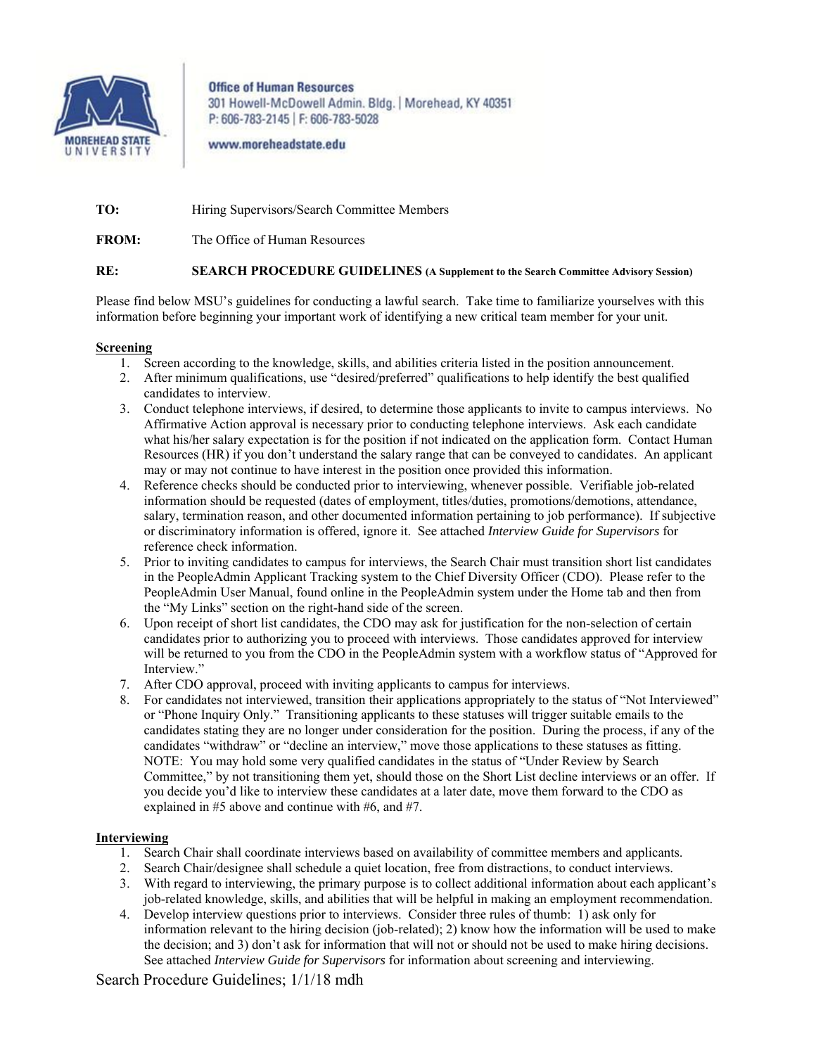**Office of Human Resources**
301 Howell-McDowell Admin. Bldg. | Morehead, KY 40351
P: 606-783-2145 | F: 606-783-5028

www.moreheadstate.edu

**TO:** Hiring Supervisors/Search Committee Members

**FROM:** The Office of Human Resources

**RE:** **SEARCH PROCEDURE GUIDELINES (A Supplement to the Search Committee Advisory Session)**

Please find below MSU's guidelines for conducting a lawful search. Take time to familiarize yourselves with this information before beginning your important work of identifying a new critical team member for your unit.

**Screening**

1. Screen according to the knowledge, skills, and abilities criteria listed in the position announcement.
2. After minimum qualifications, use "desired/preferred" qualifications to help identify the best qualified candidates to interview.
3. Conduct telephone interviews, if desired, to determine those applicants to invite to campus interviews. No Affirmative Action approval is necessary prior to conducting telephone interviews. Ask each candidate what his/her salary expectation is for the position if not indicated on the application form. Contact Human Resources (HR) if you don't understand the salary range that can be conveyed to candidates. An applicant may or may not continue to have interest in the position once provided this information.
4. Reference checks should be conducted prior to interviewing, whenever possible. Verifiable job-related information should be requested (dates of employment, titles/duties, promotions/demotions, attendance, salary, termination reason, and other documented information pertaining to job performance). If subjective or discriminatory information is offered, ignore it. See attached *Interview Guide for Supervisors* for reference check information.
5. Prior to inviting candidates to campus for interviews, the Search Chair must transition short list candidates in the PeopleAdmin Applicant Tracking system to the Chief Diversity Officer (CDO). Please refer to the PeopleAdmin User Manual, found online in the PeopleAdmin system under the Home tab and then from the "My Links" section on the right-hand side of the screen.
6. Upon receipt of short list candidates, the CDO may ask for justification for the non-selection of certain candidates prior to authorizing you to proceed with interviews. Those candidates approved for interview will be returned to you from the CDO in the PeopleAdmin system with a workflow status of "Approved for Interview."
7. After CDO approval, proceed with inviting applicants to campus for interviews.
8. For candidates not interviewed, transition their applications appropriately to the status of "Not Interviewed" or "Phone Inquiry Only." Transitioning applicants to these statuses will trigger suitable emails to the candidates stating they are no longer under consideration for the position. During the process, if any of the candidates "withdraw" or "decline an interview," move those applications to these statuses as fitting. NOTE: You may hold some very qualified candidates in the status of "Under Review by Search Committee," by not transitioning them yet, should those on the Short List decline interviews or an offer. If you decide you'd like to interview these candidates at a later date, move them forward to the CDO as explained in #5 above and continue with #6, and #7.

**Interviewing**

1. Search Chair shall coordinate interviews based on availability of committee members and applicants.
2. Search Chair/designee shall schedule a quiet location, free from distractions, to conduct interviews.
3. With regard to interviewing, the primary purpose is to collect additional information about each applicant's job-related knowledge, skills, and abilities that will be helpful in making an employment recommendation.
4. Develop interview questions prior to interviews. Consider three rules of thumb: 1) ask only for information relevant to the hiring decision (job-related); 2) know how the information will be used to make the decision; and 3) don't ask for information that will not or should not be used to make hiring decisions. See attached *Interview Guide for Supervisors* for information about screening and interviewing.

Search Procedure Guidelines; 1/1/18 mdh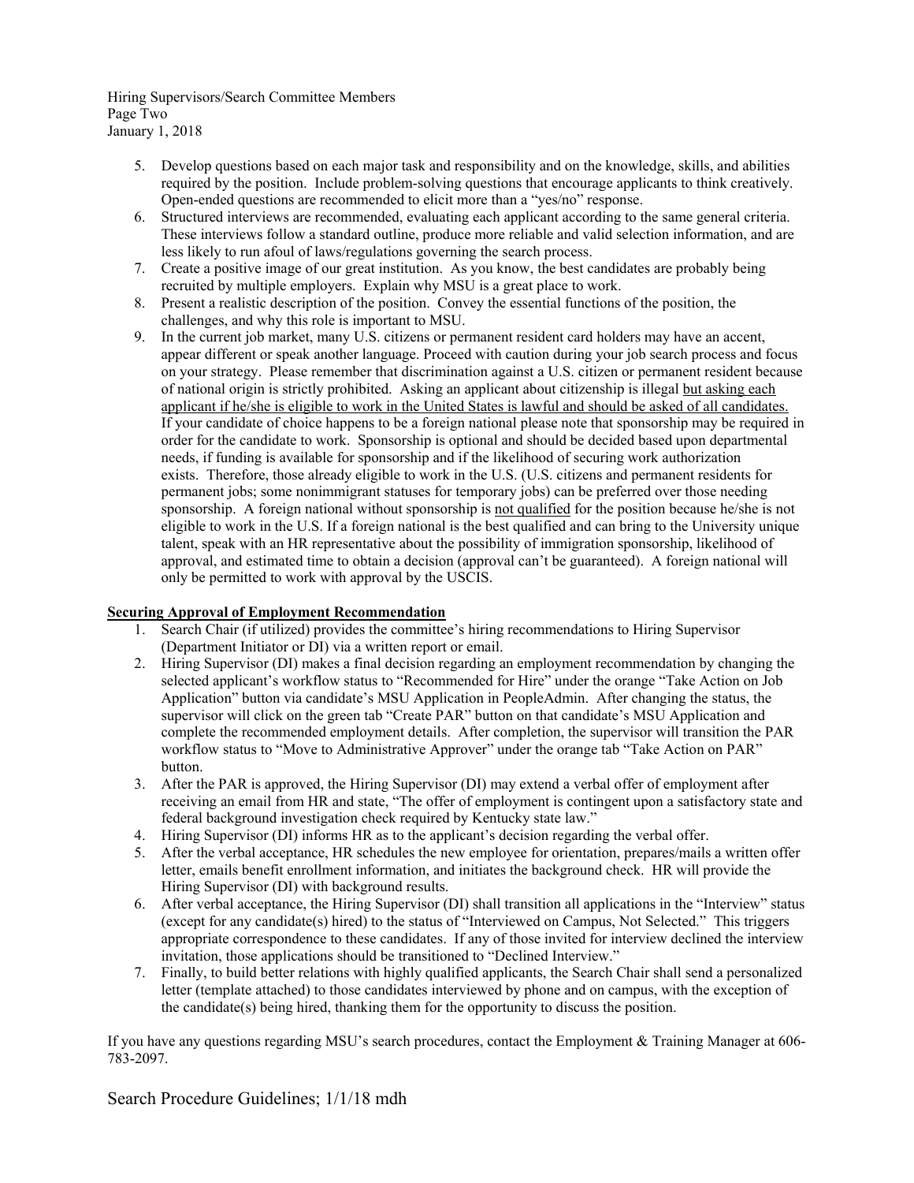5. Develop questions based on each major task and responsibility and on the knowledge, skills, and abilities required by the position. Include problem-solving questions that encourage applicants to think creatively. Open-ended questions are recommended to elicit more than a "yes/no" response.
6. Structured interviews are recommended, evaluating each applicant according to the same general criteria. These interviews follow a standard outline, produce more reliable and valid selection information, and are less likely to run afoul of laws/regulations governing the search process.
7. Create a positive image of our great institution. As you know, the best candidates are probably being recruited by multiple employers. Explain why MSU is a great place to work.
8. Present a realistic description of the position. Convey the essential functions of the position, the challenges, and why this role is important to MSU.
9. In the current job market, many U.S. citizens or permanent resident card holders may have an accent, appear different or speak another language. Proceed with caution during your job search process and focus on your strategy. Please remember that discrimination against a U.S. citizen or permanent resident because of national origin is strictly prohibited. Asking an applicant about citizenship is illegal <u>but asking each applicant if he/she is eligible to work in the United States is lawful and should be asked of all candidates.</u> If your candidate of choice happens to be a foreign national please note that sponsorship may be required in order for the candidate to work. Sponsorship is optional and should be decided based upon departmental needs, if funding is available for sponsorship and if the likelihood of securing work authorization exists. Therefore, those already eligible to work in the U.S. (U.S. citizens and permanent residents for permanent jobs; some nonimmigrant statuses for temporary jobs) can be preferred over those needing sponsorship. A foreign national without sponsorship is <u>not qualified</u> for the position because he/she is not eligible to work in the U.S. If a foreign national is the best qualified and can bring to the University unique talent, speak with an HR representative about the possibility of immigration sponsorship, likelihood of approval, and estimated time to obtain a decision (approval can't be guaranteed). A foreign national will only be permitted to work with approval by the USCIS.

**<u>Securing Approval of Employment Recommendation</u>**

1. Search Chair (if utilized) provides the committee's hiring recommendations to Hiring Supervisor (Department Initiator or DI) via a written report or email.
2. Hiring Supervisor (DI) makes a final decision regarding an employment recommendation by changing the selected applicant's workflow status to "Recommended for Hire" under the orange "Take Action on Job Application" button via candidate's MSU Application in PeopleAdmin. After changing the status, the supervisor will click on the green tab "Create PAR" button on that candidate's MSU Application and complete the recommended employment details. After completion, the supervisor will transition the PAR workflow status to "Move to Administrative Approver" under the orange tab "Take Action on PAR" button.
3. After the PAR is approved, the Hiring Supervisor (DI) may extend a verbal offer of employment after receiving an email from HR and state, "The offer of employment is contingent upon a satisfactory state and federal background investigation check required by Kentucky state law."
4. Hiring Supervisor (DI) informs HR as to the applicant's decision regarding the verbal offer.
5. After the verbal acceptance, HR schedules the new employee for orientation, prepares/mails a written offer letter, emails benefit enrollment information, and initiates the background check. HR will provide the Hiring Supervisor (DI) with background results.
6. After verbal acceptance, the Hiring Supervisor (DI) shall transition all applications in the "Interview" status (except for any candidate(s) hired) to the status of "Interviewed on Campus, Not Selected." This triggers appropriate correspondence to these candidates. If any of those invited for interview declined the interview invitation, those applications should be transitioned to "Declined Interview."
7. Finally, to build better relations with highly qualified applicants, the Search Chair shall send a personalized letter (template attached) to those candidates interviewed by phone and on campus, with the exception of the candidate(s) being hired, thanking them for the opportunity to discuss the position.

If you have any questions regarding MSU's search procedures, contact the Employment & Training Manager at 606-783-2097.

Search Procedure Guidelines; 1/1/18 mdh